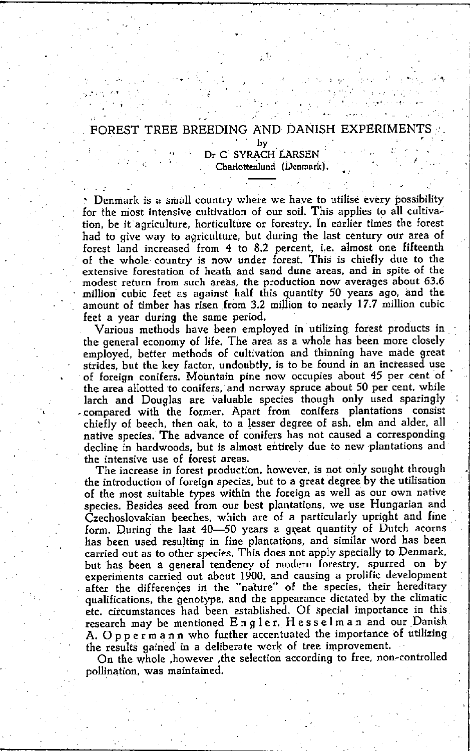# FOREST TREE BREEDING AND DANISH EXPERIMENTS

by

Dr C. SYRACH LARSEN
Charlottenlund (Denmark).

---

Denmark is a small country where we have to utilise every possibility for the most intensive cultivation of our soil. This applies to all cultivation, be it agriculture, horticulture or forestry. In earlier times the forest had to give way to agriculture, but during the last century our area of forest land increased from 4 to 8.2 percent, i.e. almost one fifteenth of the whole country is now under forest. This is chiefly due to the extensive forestation of heath and sand dune areas, and in spite of the modest return from such areas, the production now averages about 63.6 million cubic feet as against half this quantity 50 years ago, and the amount of timber has risen from 3.2 million to nearly 17.7 million cubic feet a year during the same period.

Various methods have been employed in utilizing forest products in the general economy of life. The area as a whole has been more closely employed, better methods of cultivation and thinning have made great strides, but the key factor, undoubtly, is to be found in an increased use of foreign conifers. Mountain pine now occupies about 45 per cent of the area allotted to conifers, and norway spruce about 50 per cent, while larch and Douglas are valuable species though only used sparingly compared with the former. Apart from conifers plantations consist chiefly of beech, then oak, to a lesser degree of ash, elm and alder, all native species. The advance of conifers has not caused a corresponding decline in hardwoods, but is almost entirely due to new plantations and the intensive use of forest areas.

The increase in forest production, however, is not only sought through the introduction of foreign species, but to a great degree by the utilisation of the most suitable types within the foreign as well as our own native species. Besides seed from our best plantations, we use Hungarian and Czechoslovakian beeches, which are of a particularly upright and fine form. During the last 40—50 years a great quantity of Dutch acorns has been used resulting in fine plantations, and similar word has been carried out as to other species. This does not apply specially to Denmark, but has been a general tendency of modern forestry, spurred on by experiments carried out about 1900, and causing a prolific development after the differences in the "nature" of the species, their hereditary qualifications, the genotype, and the appearance dictated by the climatic etc. circumstances had been established. Of special importance in this research may be mentioned Engler, Hesselman and our Danish A. Oppermann who further accentuated the importance of utilizing the results gained in a deliberate work of tree improvement.

On the whole ,however ,the selection according to free, non-controlled pollination, was maintained.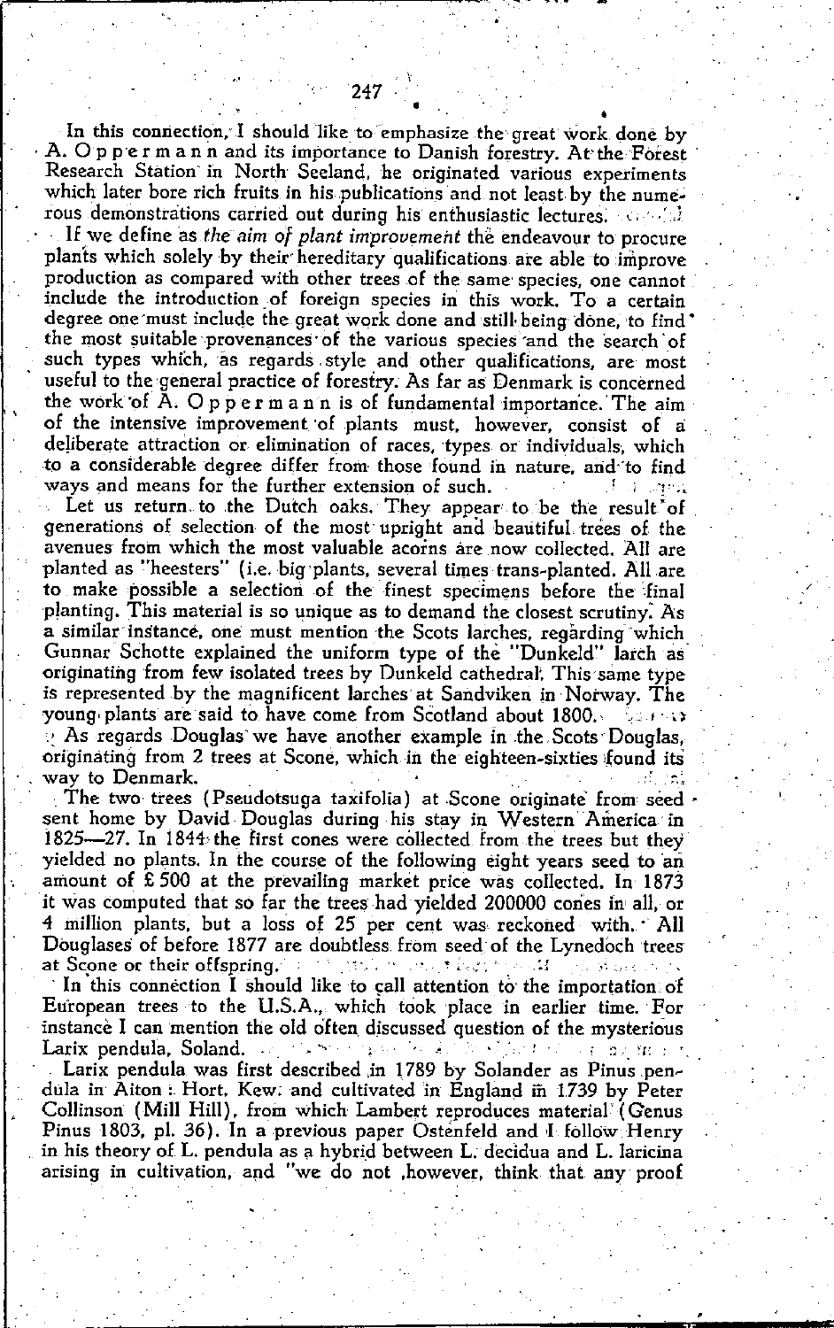In this connection, I should like to emphasize the great work done by A. Oppermann and its importance to Danish forestry. At the Forest Research Station in North Seeland, he originated various experiments which later bore rich fruits in his publications and not least by the numerous demonstrations carried out during his enthusiastic lectures.

If we define as *the aim of plant improvement* the endeavour to procure plants which solely by their hereditary qualifications are able to improve production as compared with other trees of the same species, one cannot include the introduction of foreign species in this work. To a certain degree one must include the great work done and still being done, to find the most suitable provenances of the various species and the search of such types which, as regards style and other qualifications, are most useful to the general practice of forestry. As far as Denmark is concerned the work of A. Oppermann is of fundamental importance. The aim of the intensive improvement of plants must, however, consist of a deliberate attraction or elimination of races, types or individuals, which to a considerable degree differ from those found in nature, and to find ways and means for the further extension of such.

Let us return to the Dutch oaks. They appear to be the result of generations of selection of the most upright and beautiful trees of the avenues from which the most valuable acorns are now collected. All are planted as "heesters" (i.e. big plants, several times trans-planted. All are to make possible a selection of the finest specimens before the final planting. This material is so unique as to demand the closest scrutiny. As a similar instance, one must mention the Scots larches, regarding which Gunnar Schotte explained the uniform type of the "Dunkeld" larch as originating from few isolated trees by Dunkeld cathedral. This same type is represented by the magnificent larches at Sandviken in Norway. The young plants are said to have come from Scotland about 1800.

As regards Douglas we have another example in the Scots Douglas, originating from 2 trees at Scone, which in the eighteen-sixties found its way to Denmark.

The two trees (Pseudotsuga taxifolia) at Scone originate from seed sent home by David Douglas during his stay in Western America in 1825—27. In 1844 the first cones were collected from the trees but they yielded no plants. In the course of the following eight years seed to an amount of £ 500 at the prevailing market price was collected. In 1873 it was computed that so far the trees had yielded 200000 cones in all, or 4 million plants, but a loss of 25 per cent was reckoned with. All Douglases of before 1877 are doubtless from seed of the Lynedoch trees at Scone or their offspring.

In this connection I should like to call attention to the importation of European trees to the U.S.A., which took place in earlier time. For instance I can mention the old often discussed question of the mysterious Larix pendula, Soland.

Larix pendula was first described in 1789 by Solander as Pinus pendula in Aiton: Hort. Kew. and cultivated in England in 1739 by Peter Collinson (Mill Hill), from which Lambert reproduces material (Genus Pinus 1803, pl. 36). In a previous paper Ostenfeld and I follow Henry in his theory of L. pendula as a hybrid between L. decidua and L. laricina arising in cultivation, and "we do not ,however, think that any proof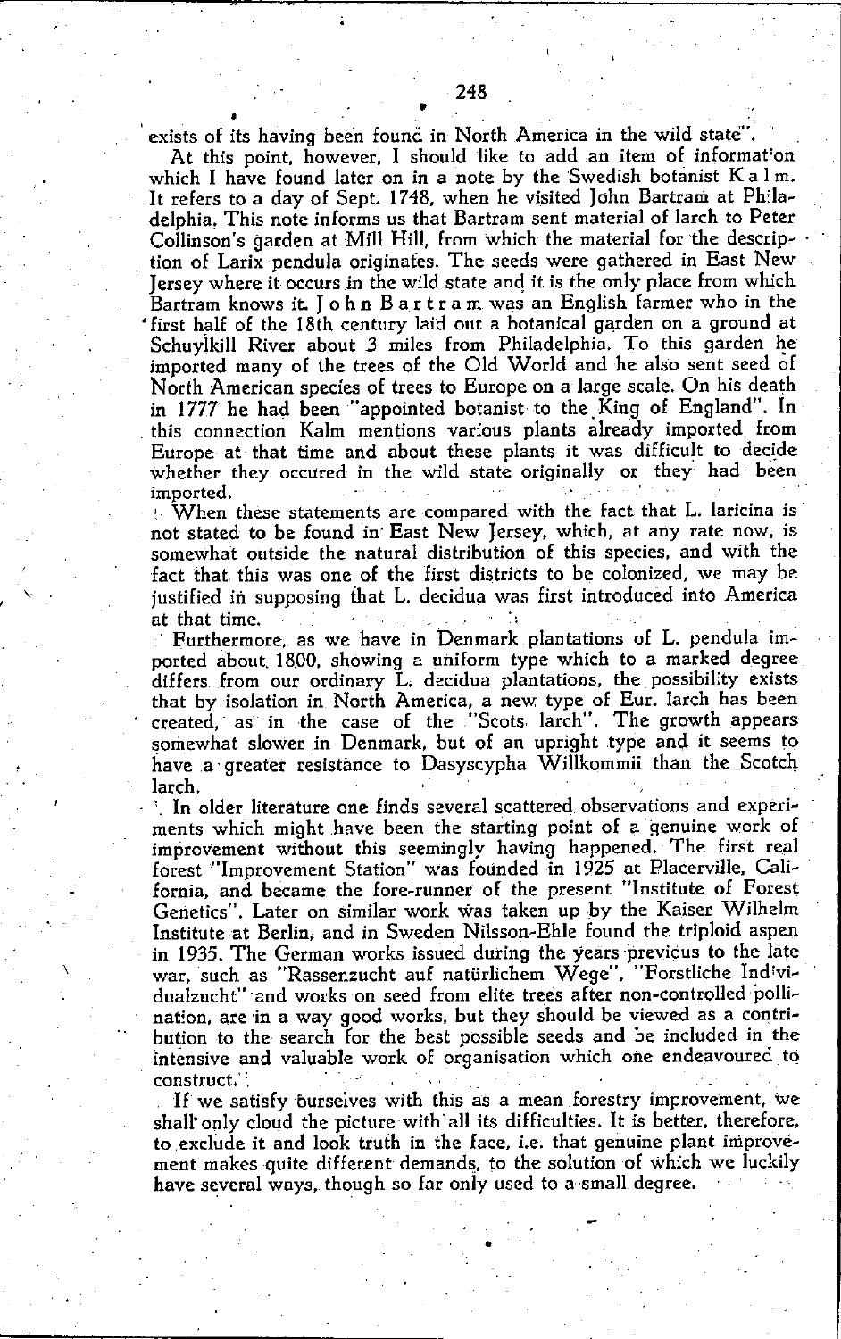exists of its having been found in North America in the wild state".

At this point, however, I should like to add an item of information which I have found later on in a note by the Swedish botanist Kalm. It refers to a day of Sept. 1748, when he visited John Bartram at Philadelphia. This note informs us that Bartram sent material of larch to Peter Collinson's garden at Mill Hill, from which the material for the description of Larix pendula originates. The seeds were gathered in East New Jersey where it occurs in the wild state and it is the only place from which Bartram knows it. John Bartram was an English farmer who in the first half of the 18th century laid out a botanical garden on a ground at Schuylkill River about 3 miles from Philadelphia. To this garden he imported many of the trees of the Old World and he also sent seed of North American species of trees to Europe on a large scale. On his death in 1777 he had been "appointed botanist to the King of England". In this connection Kalm mentions various plants already imported from Europe at that time and about these plants it was difficult to decide whether they occured in the wild state originally or they had been imported.

When these statements are compared with the fact that L. laricina is not stated to be found in East New Jersey, which, at any rate now, is somewhat outside the natural distribution of this species, and with the fact that this was one of the first districts to be colonized, we may be justified in supposing that L. decidua was first introduced into America at that time.

Furthermore, as we have in Denmark plantations of L. pendula imported about 1800, showing a uniform type which to a marked degree differs from our ordinary L. decidua plantations, the possibility exists that by isolation in North America, a new type of Eur. larch has been created, as in the case of the "Scots larch". The growth appears somewhat slower in Denmark, but of an upright type and it seems to have a greater resistance to Dasyscypha Willkommii than the Scotch larch.

In older literature one finds several scattered observations and experiments which might have been the starting point of a genuine work of improvement without this seemingly having happened. The first real forest "Improvement Station" was founded in 1925 at Placerville, California, and became the fore-runner of the present "Institute of Forest Genetics". Later on similar work was taken up by the Kaiser Wilhelm Institute at Berlin, and in Sweden Nilsson-Ehle found the triploid aspen in 1935. The German works issued during the years previous to the late war, such as "Rassenzucht auf natürlichem Wege", "Forstliche Individualzucht" and works on seed from elite trees after non-controlled pollination, are in a way good works, but they should be viewed as a contribution to the search for the best possible seeds and be included in the intensive and valuable work of organisation which one endeavoured to construct.

If we satisfy ourselves with this as a mean forestry improvement, we shall only cloud the picture with all its difficulties. It is better, therefore, to exclude it and look truth in the face, i.e. that genuine plant improvement makes quite different demands, to the solution of which we luckily have several ways, though so far only used to a small degree.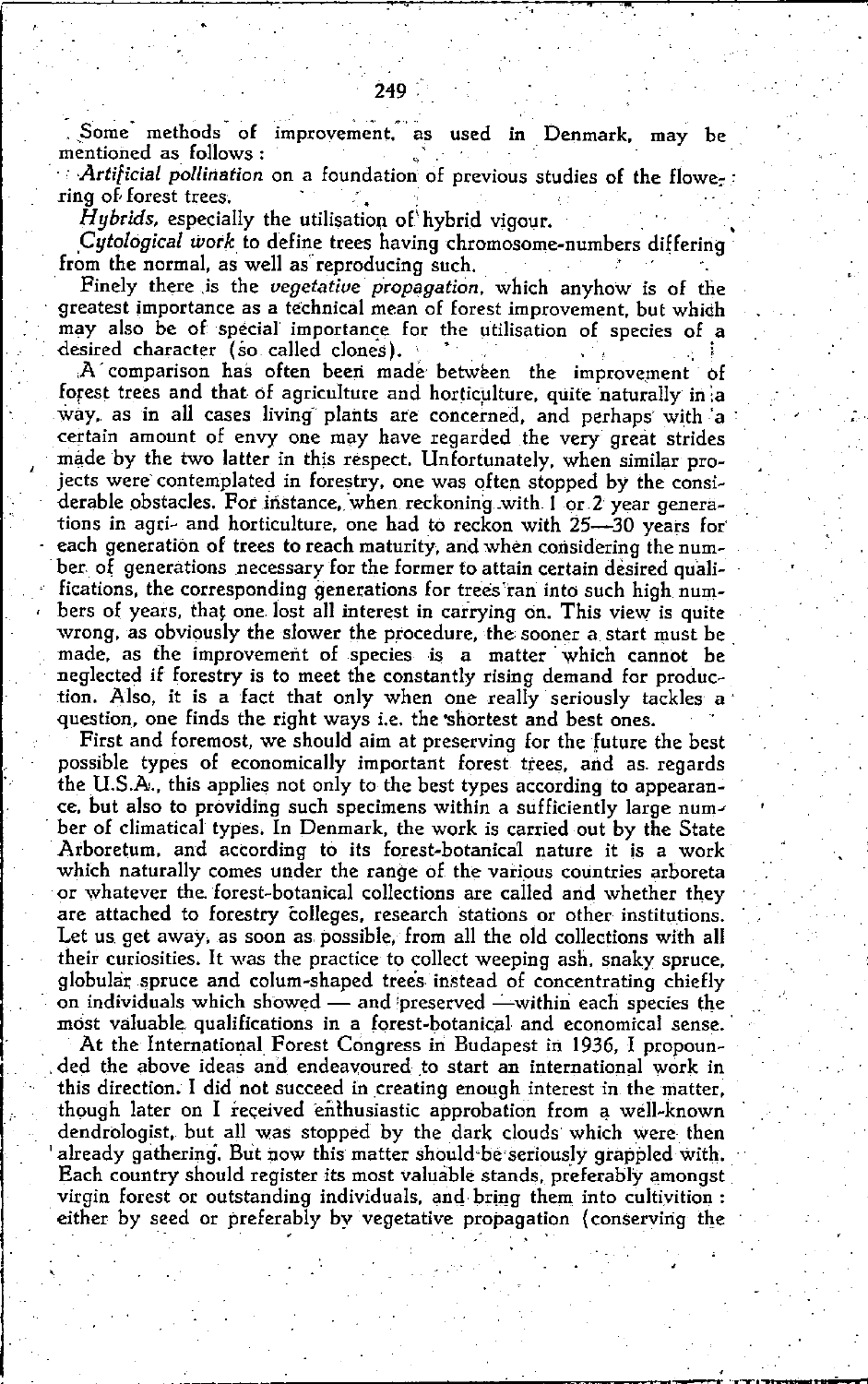Some methods of improvement, as used in Denmark, may be mentioned as follows:

*Artificial pollination* on a foundation of previous studies of the flowering of forest trees.

*Hybrids*, especially the utilisation of hybrid vigour.

*Cytological work* to define trees having chromosome-numbers differing from the normal, as well as reproducing such.

Finely there is the *vegetative propagation*, which anyhow is of the greatest importance as a technical mean of forest improvement, but which may also be of special importance for the utilisation of species of a desired character (so called clones).

A comparison has often been made between the improvement of forest trees and that of agriculture and horticulture, quite naturally in a way, as in all cases living plants are concerned, and perhaps with a certain amount of envy one may have regarded the very great strides made by the two latter in this respect. Unfortunately, when similar projects were contemplated in forestry, one was often stopped by the considerable obstacles. For instance, when reckoning with 1 or 2 year generations in agri- and horticulture, one had to reckon with 25—30 years for each generation of trees to reach maturity, and when considering the number of generations necessary for the former to attain certain desired qualifications, the corresponding generations for trees ran into such high numbers of years, that one lost all interest in carrying on. This view is quite wrong, as obviously the slower the procedure, the sooner a start must be made, as the improvement of species is a matter which cannot be neglected if forestry is to meet the constantly rising demand for production. Also, it is a fact that only when one really seriously tackles a question, one finds the right ways i.e. the shortest and best ones.

First and foremost, we should aim at preserving for the future the best possible types of economically important forest trees, and as regards the U.S.A., this applies not only to the best types according to appearance, but also to providing such specimens within a sufficiently large number of climatical types. In Denmark, the work is carried out by the State Arboretum, and according to its forest-botanical nature it is a work which naturally comes under the range of the various countries arboreta or whatever the forest-botanical collections are called and whether they are attached to forestry colleges, research stations or other institutions. Let us get away, as soon as possible, from all the old collections with all their curiosities. It was the practice to collect weeping ash, snaky spruce, globular spruce and colum-shaped trees instead of concentrating chiefly on individuals which showed — and preserved —within each species the most valuable qualifications in a forest-botanical and economical sense.

At the International Forest Congress in Budapest in 1936, I propounded the above ideas and endeavoured to start an international work in this direction. I did not succeed in creating enough interest in the matter, though later on I received enthusiastic approbation from a well-known dendrologist, but all was stopped by the dark clouds which were then already gathering. But now this matter should be seriously grappled with. Each country should register its most valuable stands, preferably amongst virgin forest or outstanding individuals, and bring them into cultivition: either by seed or preferably by vegetative propagation (conserving the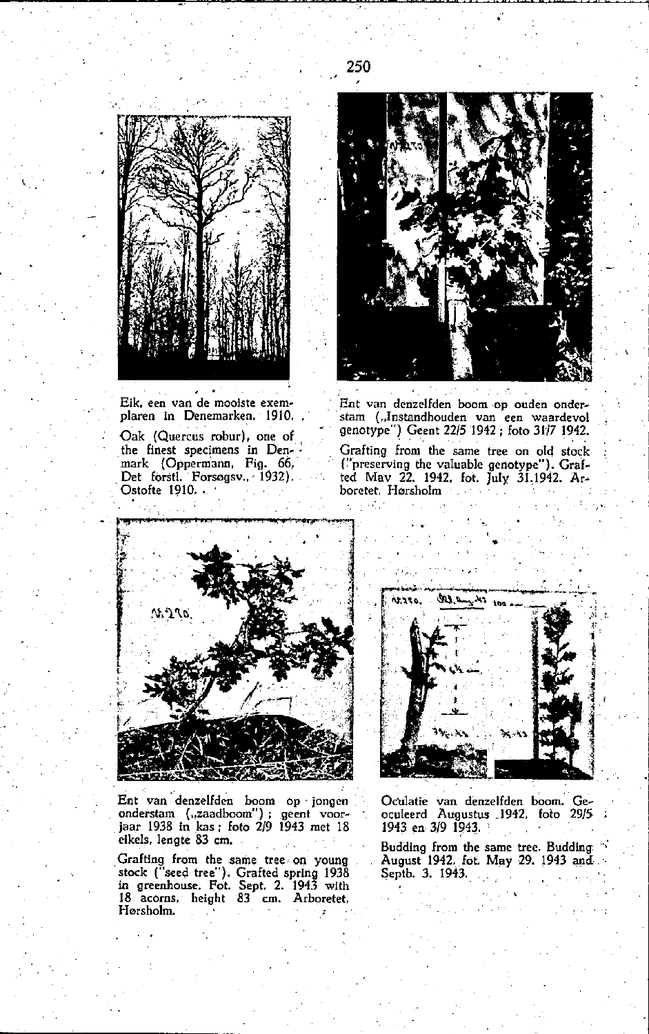Eik, een van de mooiste exemplaren in Denemarken. 1910.

Oak (Quercus robur), one of the finest specimens in Denmark (Oppermann, Fig. 66, Det forstl. Forsøgsv., 1932). Ostofte 1910.

Ent van denzelfden boom op ouden onderstam („Instandhouden van een waardevol genotype") Geent 22/5 1942; foto 31/7 1942.

Grafting from the same tree on old stock ("preserving the valuable genotype"). Grafted May 22. 1942, fot. July 31.1942. Arboretet, Hørsholm

Ent van denzelfden boom op jongen onderstam („zaadboom"); geent voorjaar 1938 in kas; foto 2/9 1943 met 18 eikels, lengte 83 cm.

Grafting from the same tree on young stock ("seed tree"). Grafted spring 1938 in greenhouse. Fot. Sept. 2. 1943 with 18 acorns, height 83 cm. Arboretet, Hørsholm.

Oculatie van denzelfden boom. Geoculeerd Augustus 1942, foto 29/5 1943 en 3/9 1943.

Budding from the same tree. Budding August 1942. fot. May 29. 1943 and Septb. 3. 1943.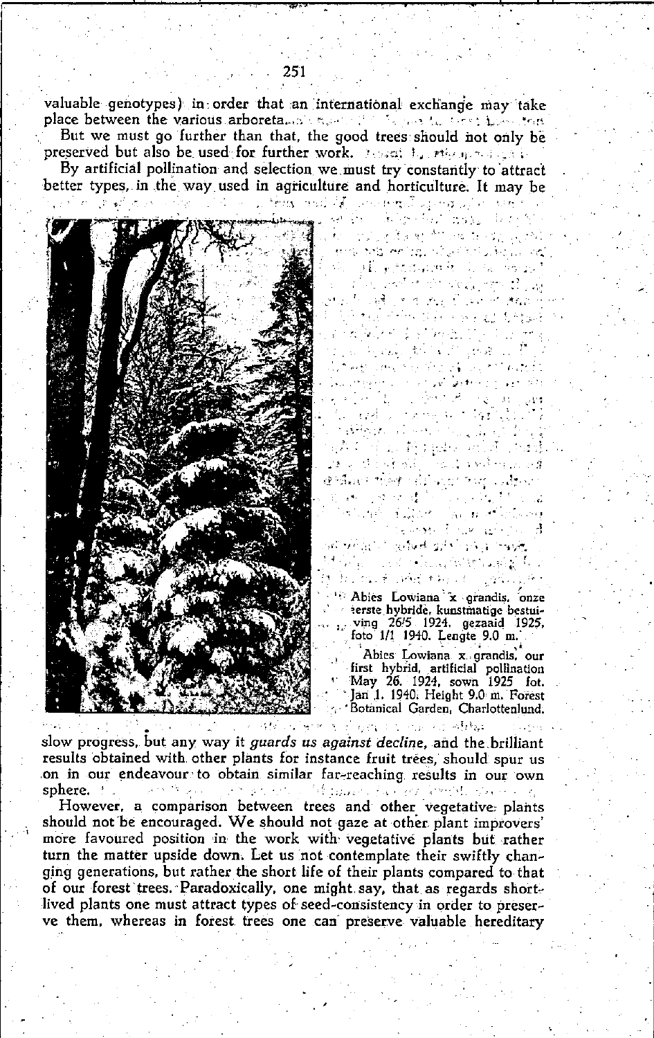valuable genotypes) in order that an international exchange may take place between the various arboreta.

But we must go further than that, the good trees should not only be preserved but also be used for further work.

By artificial pollination and selection we must try constantly to attract better types, in the way used in agriculture and horticulture. It may be slow progress, but any way it *guards us against decline*, and the brilliant results obtained with other plants for instance fruit trees, should spur us on in our endeavour to obtain similar far-reaching results in our own sphere.

Abies Lowiana x grandis, onze eerste hybride, kunstmatige bestuiving 26/5 1924, gezaaid 1925, foto 1/1 1940. Lengte 9.0 m.

Abies Lowiana x grandis, our first hybrid, artificial pollination May 26. 1924, sown 1925 fot. Jan 1. 1940. Height 9.0 m. Forest Botanical Garden, Charlottenlund.

However, a comparison between trees and other vegetative plants should not be encouraged. We should not gaze at other plant improvers' more favoured position in the work with vegetative plants but rather turn the matter upside down. Let us not contemplate their swiftly changing generations, but rather the short life of their plants compared to that of our forest trees. Paradoxically, one might say, that as regards short-lived plants one must attract types of seed-consistency in order to preserve them, whereas in forest trees one can preserve valuable hereditary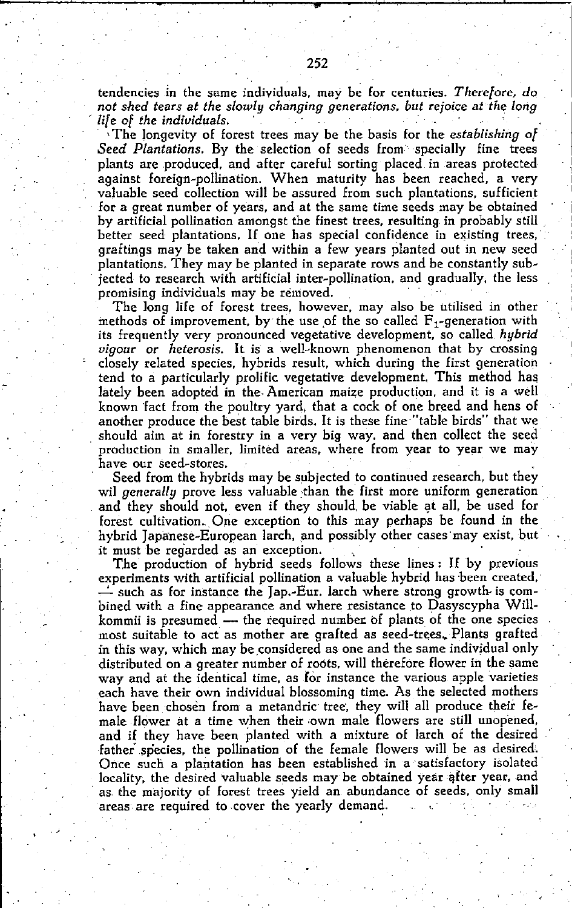tendencies in the same individuals, may be for centuries. *Therefore, do not shed tears at the slowly changing generations, but rejoice at the long life of the individuals.*

The longevity of forest trees may be the basis for the *establishing of Seed Plantations.* By the selection of seeds from specially fine trees plants are produced, and after careful sorting placed in areas protected against foreign-pollination. When maturity has been reached, a very valuable seed collection will be assured from such plantations, sufficient for a great number of years, and at the same time seeds may be obtained by artificial pollination amongst the finest trees, resulting in probably still better seed plantations. If one has special confidence in existing trees, graftings may be taken and within a few years planted out in new seed plantations. They may be planted in separate rows and be constantly subjected to research with artificial inter-pollination, and gradually, the less promising individuals may be removed.

The long life of forest trees, however, may also be utilised in other methods of improvement, by the use of the so called $F_1$-generation with its frequently very pronounced vegetative development, so called *hybrid vigour* or *heterosis.* It is a well-known phenomenon that by crossing closely related species, hybrids result, which during the first generation tend to a particularly prolific vegetative development. This method has lately been adopted in the American maize production, and it is a well known fact from the poultry yard, that a cock of one breed and hens of another produce the best table birds. It is these fine "table birds" that we should aim at in forestry in a very big way, and then collect the seed production in smaller, limited areas, where from year to year we may have our seed-stores.

Seed from the hybrids may be subjected to continued research, but they wil *generally* prove less valuable than the first more uniform generation and they should not, even if they should be viable at all, be used for forest cultivation. One exception to this may perhaps be found in the hybrid Japanese-European larch, and possibly other cases may exist, but it must be regarded as an exception.

The production of hybrid seeds follows these lines: If by previous experiments with artificial pollination a valuable hybrid has been created, — such as for instance the Jap.-Eur. larch where strong growth is combined with a fine appearance and where resistance to Dasyscypha Willkommii is presumed — the required number of plants of the one species most suitable to act as mother are grafted as seed-trees. Plants grafted in this way, which may be considered as one and the same individual only distributed on a greater number of roots, will therefore flower in the same way and at the identical time, as for instance the various apple varieties each have their own individual blossoming time. As the selected mothers have been chosen from a metandric tree, they will all produce their female flower at a time when their own male flowers are still unopened, and if they have been planted with a mixture of larch of the desired father species, the pollination of the female flowers will be as desired. Once such a plantation has been established in a satisfactory isolated locality, the desired valuable seeds may be obtained year after year, and as the majority of forest trees yield an abundance of seeds, only small areas are required to cover the yearly demand.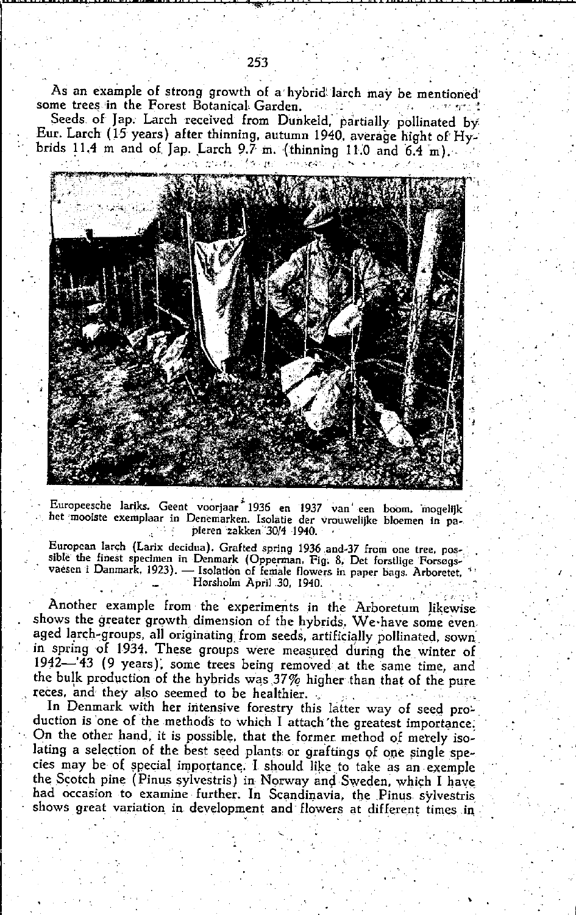As an example of strong growth of a hybrid larch may be mentioned some trees in the Forest Botanical Garden.

Seeds of Jap. Larch received from Dunkeld, partially pollinated by Eur. Larch (15 years) after thinning, autumn 1940, average hight of Hybrids 11.4 m and of Jap. Larch 9.7 m. (thinning 11.0 and 6.4 m).

Europeesche lariks. Geent voorjaar 1936 en 1937 van een boom, mogelijk het mooiste exemplaar in Denemarken. Isolatie der vrouwelijke bloemen in papieren zakken 30/4 1940.

European larch (Larix decidua). Grafted spring 1936 and-37 from one tree, possible the finest specimen in Denmark (Opperman, Fig. 8, Det forstlige Forsøgsvaesen i Danmark, 1923). — Isolation of female flowers in paper bags. Arboretet, Hørsholm April 30, 1940.

Another example from the experiments in the Arboretum likewise shows the greater growth dimension of the hybrids. We have some even aged larch-groups, all originating from seeds, artificially pollinated, sown in spring of 1934. These groups were measured during the winter of 1942—'43 (9 years), some trees being removed at the same time, and the bulk production of the hybrids was 37% higher than that of the pure reces, and they also seemed to be healthier.

In Denmark with her intensive forestry this latter way of seed production is one of the methods to which I attach the greatest importance. On the other hand, it is possible, that the former method of merely isolating a selection of the best seed plants or graftings of one single species may be of special importance. I should like to take as an exemple the Scotch pine (Pinus sylvestris) in Norway and Sweden, which I have had occasion to examine further. In Scandinavia, the Pinus sylvestris shows great variation in development and flowers at different times in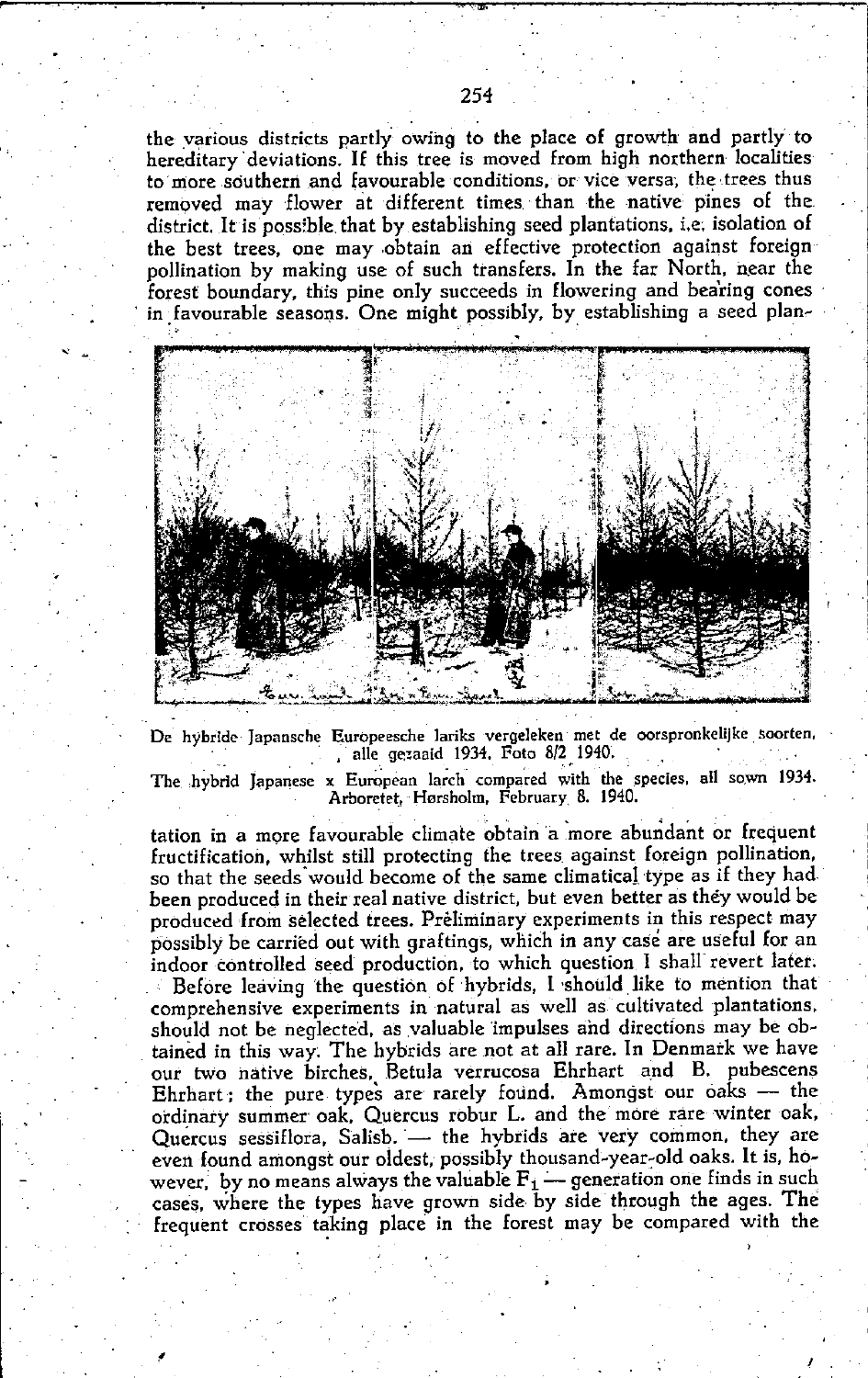the various districts partly owing to the place of growth and partly to hereditary deviations. If this tree is moved from high northern localities to more southern and favourable conditions, or vice versa, the trees thus removed may flower at different times than the native pines of the district. It is possible that by establishing seed plantations, i.e. isolation of the best trees, one may obtain an effective protection against foreign pollination by making use of such transfers. In the far North, near the forest boundary, this pine only succeeds in flowering and bearing cones in favourable seasons. One might possibly, by establishing a seed plan-

De hybride Japansche Europeesche lariks vergeleken met de oorspronkelijke soorten, alle gezaaid 1934. Foto 8/2 1940.

The hybrid Japanese x European larch compared with the species, all sown 1934. Arboretet, Hørsholm, February 8. 1940.

tation in a more favourable climate obtain a more abundant or frequent fructification, whilst still protecting the trees against foreign pollination, so that the seeds would become of the same climatical type as if they had been produced in their real native district, but even better as they would be produced from selected trees. Preliminary experiments in this respect may possibly be carried out with graftings, which in any case are useful for an indoor controlled seed production, to which question I shall revert later.

Before leaving the question of hybrids, I should like to mention that comprehensive experiments in natural as well as cultivated plantations, should not be neglected, as valuable impulses and directions may be obtained in this way. The hybrids are not at all rare. In Denmark we have our two native birches, Betula verrucosa Ehrhart and B. pubescens Ehrhart; the pure types are rarely found. Amongst our oaks — the ordinary summer oak, Quercus robur L. and the more rare winter oak, Quercus sessiflora, Salisb. — the hybrids are very common, they are even found amongst our oldest, possibly thousand-year-old oaks. It is, however, by no means always the valuable $F_1$ — generation one finds in such cases, where the types have grown side by side through the ages. The frequent crosses taking place in the forest may be compared with the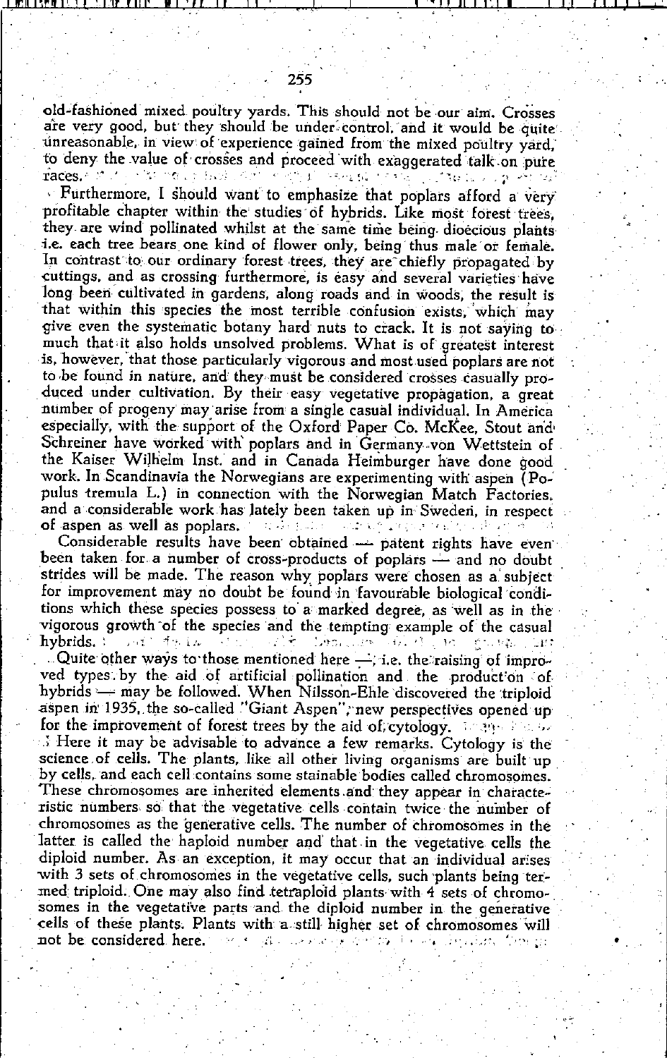old-fashioned mixed poultry yards. This should not be our aim. Crosses are very good, but they should be under control, and it would be quite unreasonable, in view of experience gained from the mixed poultry yard, to deny the value of crosses and proceed with exaggerated talk on pure races.

Furthermore, I should want to emphasize that poplars afford a very profitable chapter within the studies of hybrids. Like most forest trees, they are wind pollinated whilst at the same time being dioecious plants i.e. each tree bears one kind of flower only, being thus male or female. In contrast to our ordinary forest trees, they are chiefly propagated by cuttings, and as crossing furthermore, is easy and several varieties have long been cultivated in gardens, along roads and in woods, the result is that within this species the most terrible confusion exists, which may give even the systematic botany hard nuts to crack. It is not saying to much that it also holds unsolved problems. What is of greatest interest is, however, that those particularly vigorous and most used poplars are not to be found in nature, and they must be considered crosses casually produced under cultivation. By their easy vegetative propagation, a great number of progeny may arise from a single casual individual. In America especially, with the support of the Oxford Paper Co. McKee, Stout and Schreiner have worked with poplars and in Germany von Wettstein of the Kaiser Wilhelm Inst. and in Canada Heimburger have done good work. In Scandinavia the Norwegians are experimenting with aspen (Populus tremula L.) in connection with the Norwegian Match Factories, and a considerable work has lately been taken up in Sweden, in respect of aspen as well as poplars.

Considerable results have been obtained — patent rights have even been taken for a number of cross-products of poplars — and no doubt strides will be made. The reason why poplars were chosen as a subject for improvement may no doubt be found in favourable biological conditions which these species possess to a marked degree, as well as in the vigorous growth of the species and the tempting example of the casual hybrids.

Quite other ways to those mentioned here —, i.e. the raising of improved types by the aid of artificial pollination and the production of hybrids — may be followed. When Nilsson-Ehle discovered the triploid aspen in 1935, the so-called "Giant Aspen", new perspectives opened up for the improvement of forest trees by the aid of cytology.

Here it may be advisable to advance a few remarks. Cytology is the science of cells. The plants, like all other living organisms are built up by cells, and each cell contains some stainable bodies called chromosomes. These chromosomes are inherited elements and they appear in characteristic numbers so that the vegetative cells contain twice the number of chromosomes as the generative cells. The number of chromosomes in the latter is called the haploid number and that in the vegetative cells the diploid number. As an exception, it may occur that an individual arises with 3 sets of chromosomes in the vegetative cells, such plants being termed triploid. One may also find tetraploid plants with 4 sets of chromosomes in the vegetative parts and the diploid number in the generative cells of these plants. Plants with a still higher set of chromosomes will not be considered here.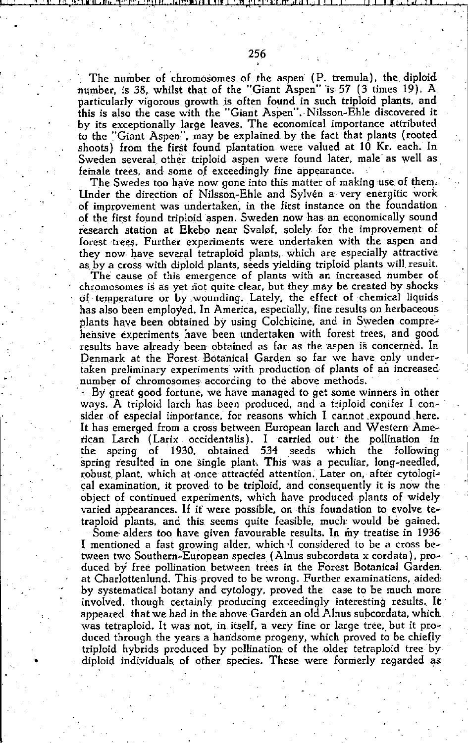The number of chromosomes of the aspen (P. tremula), the diploid number, is 38, whilst that of the "Giant Aspen" is 57 (3 times 19). A particularly vigorous growth is often found in such triploid plants, and this is also the case with the "Giant Aspen". Nilsson-Ehle discovered it by its exceptionally large leaves. The economical importance attributed to the "Giant Aspen", may be explained by the fact that plants (rooted shoots) from the first found plantation were valued at 10 Kr. each. In Sweden several other triploid aspen were found later, male as well as female trees, and some of exceedingly fine appearance.

The Swedes too have now gone into this matter of making use of them. Under the direction of Nilsson-Ehle and Sylvén a very energitic work of improvement was undertaken, in the first instance on the foundation of the first found triploid aspen. Sweden now has an economically sound research station at Ekebo near Svaløf, solely for the improvement of forest trees. Further experiments were undertaken with the aspen and they now have several tetraploid plants, which are especially attractive as by a cross with diploid plants, seeds yielding triploid plants will result.

The cause of this emergence of plants with an increased number of chromosomes is as yet not quite clear, but they may be created by shocks of temperature or by wounding. Lately, the effect of chemical liquids has also been employed. In America, especially, fine results on herbaceous plants have been obtained by using Colchicine, and in Sweden comprehensive experiments have been undertaken with forest trees, and good results have already been obtained as far as the aspen is concerned. In Denmark at the Forest Botanical Garden so far we have only undertaken preliminary experiments with production of plants of an increased number of chromosomes according to the above methods.

By great good fortune, we have managed to get some winners in other ways. A triploid larch has been produced, and a triploid conifer I consider of especial importance, for reasons which I cannot expound here. It has emerged from a cross between European larch and Western American Larch (Larix occidentalis). I carried out the pollination in the spring of 1930, obtained 534 seeds which the following spring resulted in one single plant. This was a peculiar, long-needled, robust plant, which at once attracted attention. Later on, after cytological examination, it proved to be triploid, and consequently it is now the object of continued experiments, which have produced plants of widely varied appearances. If it were possible, on this foundation to evolve tetraploid plants, and this seems quite feasible, much would be gained.

Some alders too have given favourable results. In my treatise in 1936 I mentioned a fast growing alder, which I considered to be a cross between two Southern-European species (Alnus subcordata x cordata), produced by free pollination between trees in the Forest Botanical Garden at Charlottenlund. This proved to be wrong. Further examinations, aided by systematical botany and cytology, proved the case to be much more involved, though certainly producing exceedingly interesting results. It appeared that we had in the above Garden an old Alnus subcordata, which was tetraploid. It was not, in itself, a very fine or large tree, but it produced through the years a handsome progeny, which proved to be chiefly triploid hybrids produced by pollination of the older tetraploid tree by diploid individuals of other species. These were formerly regarded as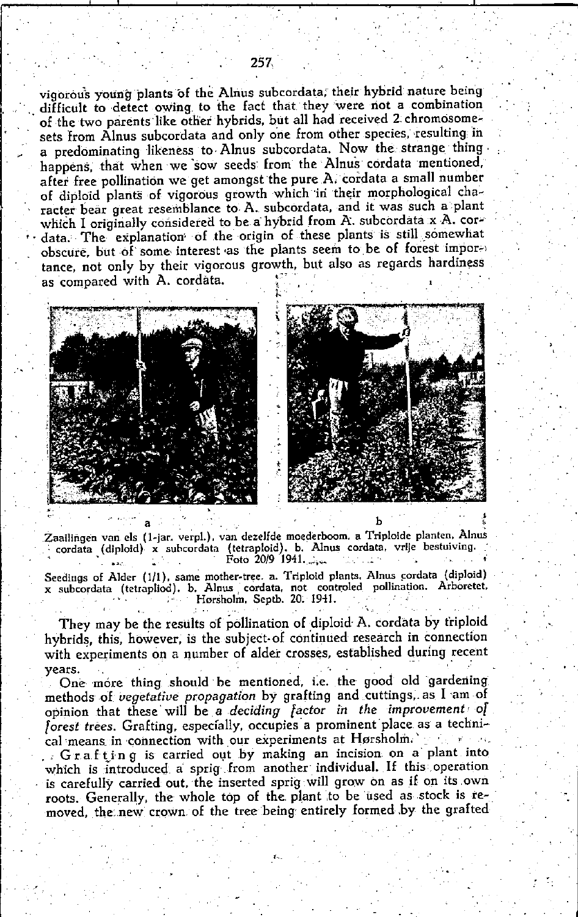vigorous young plants of the Alnus subcordata, their hybrid nature being difficult to detect owing to the fact that they were not a combination of the two parents like other hybrids, but all had received 2 chromosome-sets from Alnus subcordata and only one from other species, resulting in a predominating likeness to Alnus subcordata. Now the strange thing happens, that when we sow seeds from the Alnus cordata mentioned, after free pollination we get amongst the pure A. cordata a small number of diploid plants of vigorous growth which in their morphological character bear great resemblance to A. subcordata, and it was such a plant which I originally considered to be a hybrid from A. subcordata x A. cordata. The explanation of the origin of these plants is still somewhat obscure, but of some interest as the plants seem to be of forest importance, not only by their vigorous growth, but also as regards hardiness as compared with A. cordata.

a b

Zaailingen van els (1-jar. verpl.), van dezelfde moederboom. a Triploide planten. Alnus cordata (diploid) x subcordata (tetraploid). b. Alnus cordata, vrije bestuiving. Foto 20/9 1941.

Seedings of Alder (1/1), same mother-tree. a. Triploid plants. Alnus cordata (diploid) x subcordata (tetrapliod). b. Alnus cordata, not controled pollination. Arboretet, Hørsholm. Septb. 20. 1941.

They may be the results of pollination of diploid A. cordata by triploid hybrids, this, however, is the subject of continued research in connection with experiments on a number of alder crosses, established during recent years.

One more thing should be mentioned, i.e. the good old gardening methods of *vegetative propagation* by grafting and cuttings, as I am of opinion that these will be *a deciding factor in the improvement of forest trees*. Grafting, especially, occupies a prominent place as a technical means in connection with our experiments at Hørsholm.

G r a f t i n g is carried out by making an incision on a plant into which is introduced a sprig from another individual. If this operation is carefully carried out, the inserted sprig will grow on as if on its own roots. Generally, the whole top of the plant to be used as stock is removed, the new crown of the tree being entirely formed by the grafted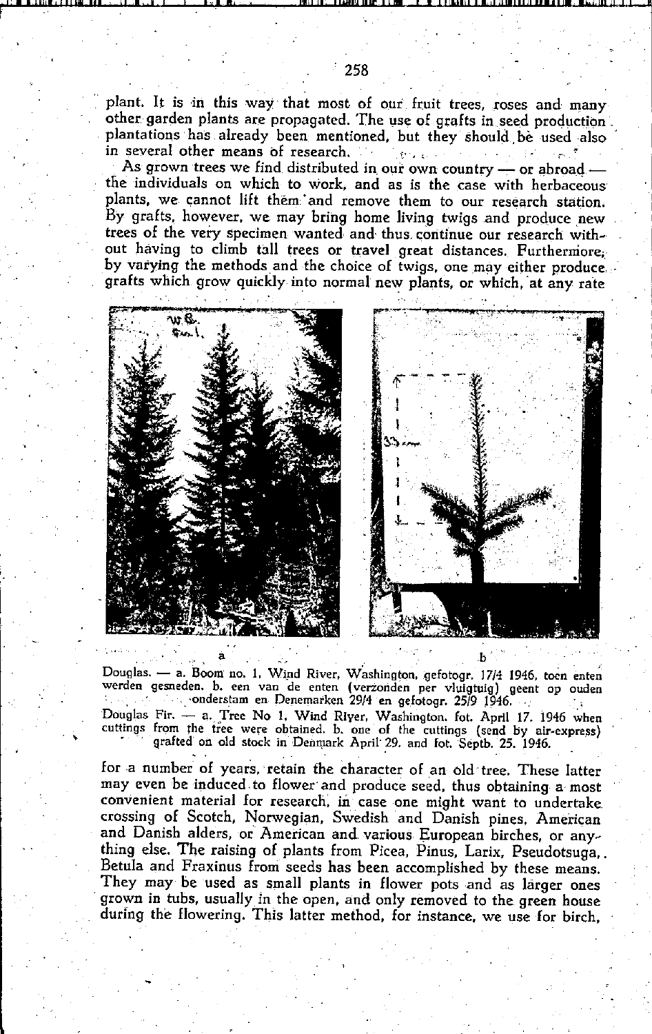plant. It is in this way that most of our fruit trees, roses and many other garden plants are propagated. The use of grafts in seed production plantations has already been mentioned, but they should be used also in several other means of research.

As grown trees we find distributed in our own country — or abroad — the individuals on which to work, and as is the case with herbaceous plants, we cannot lift them and remove them to our research station. By grafts, however, we may bring home living twigs and produce new trees of the very specimen wanted and thus continue our research without having to climb tall trees or travel great distances. Furthermore, by varying the methods and the choice of twigs, one may either produce grafts which grow quickly into normal new plants, or which, at any rate

a b

Douglas. — a. Boom no. 1, Wind River, Washington, gefotogr. 17/4 1946, toen enten werden gesneden. b. een van de enten (verzonden per vliegtuig) geent op ouden onderstam en Denemarken 29/4 en gefotogr. 25/9 1946.

Douglas Fir. — a. Tree No 1, Wind River, Washington. fot. April 17. 1946 when cuttings from the tree were obtained. b. one of the cuttings (send by air-express) grafted on old stock in Denmark April 29. and fot. Septb. 25. 1946.

for a number of years, retain the character of an old tree. These latter may even be induced to flower and produce seed, thus obtaining a most convenient material for research, in case one might want to undertake crossing of Scotch, Norwegian, Swedish and Danish pines, American and Danish alders, or American and various European birches, or anything else. The raising of plants from Picea, Pinus, Larix, Pseudotsuga, Betula and Fraxinus from seeds has been accomplished by these means. They may be used as small plants in flower pots and as larger ones grown in tubs, usually in the open, and only removed to the green house during the flowering. This latter method, for instance, we use for birch,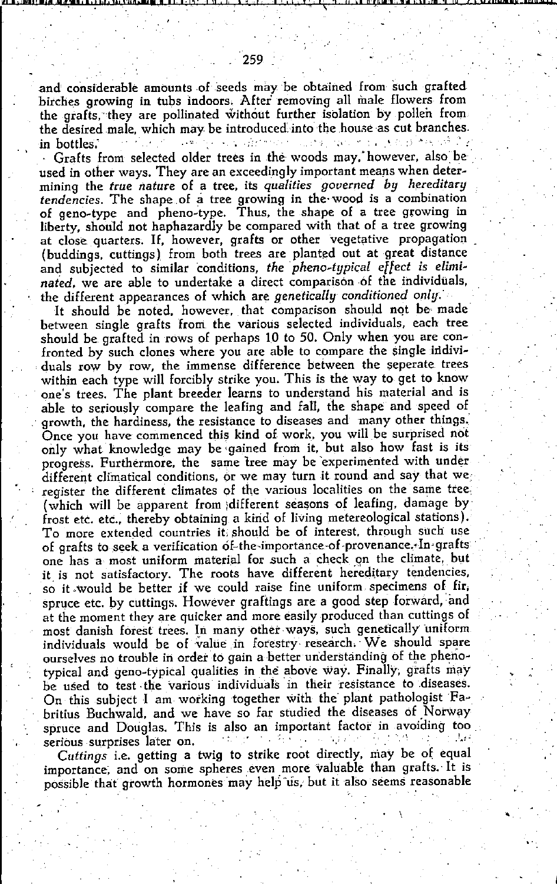and considerable amounts of seeds may be obtained from such grafted birches growing in tubs indoors. After removing all male flowers from the grafts, they are pollinated without further isolation by pollen from the desired male, which may be introduced into the house as cut branches in bottles.

Grafts from selected older trees in the woods may, however, also be used in other ways. They are an exceedingly important means when determining the *true nature* of a tree, its *qualities governed by hereditary tendencies*. The shape of a tree growing in the wood is a combination of geno-type and pheno-type. Thus, the shape of a tree growing in liberty, should not haphazardly be compared with that of a tree growing at close quarters. If, however, grafts or other vegetative propagation (buddings, cuttings) from both trees are planted out at great distance and subjected to similar conditions, *the pheno-typical effect is eliminated*, we are able to undertake a direct comparison of the individuals, the different appearances of which are *genetically conditioned only*.

It should be noted, however, that comparison should not be made between single grafts from the various selected individuals, each tree should be grafted in rows of perhaps 10 to 50. Only when you are confronted by such clones where you are able to compare the single individuals row by row, the immense difference between the seperate trees within each type will forcibly strike you. This is the way to get to know one's trees. The plant breeder learns to understand his material and is able to seriously compare the leafing and fall, the shape and speed of growth, the hardiness, the resistance to diseases and many other things. Once you have commenced this kind of work, you will be surprised not only what knowledge may be gained from it, but also how fast is its progress. Furthermore, the same tree may be experimented with under different climatical conditions, or we may turn it round and say that we register the different climates of the various localities on the same tree (which will be apparent from different seasons of leafing, damage by frost etc. etc., thereby obtaining a kind of living metereological stations). To more extended countries it should be of interest, through such use of grafts to seek a verification of the importance of provenance. In grafts one has a most uniform material for such a check on the climate, but it is not satisfactory. The roots have different hereditary tendencies, so it would be better if we could raise fine uniform specimens of fir, spruce etc. by cuttings. However graftings are a good step forward, and at the moment they are quicker and more easily produced than cuttings of most danish forest trees. In many other ways, such genetically uniform individuals would be of value in forestry research. We should spare ourselves no trouble in order to gain a better understanding of the phenotypical and geno-typical qualities in the above way. Finally, grafts may be used to test the various individuals in their resistance to diseases. On this subject I am working together with the plant pathologist Fabritius Buchwald, and we have so far studied the diseases of Norway spruce and Douglas. This is also an important factor in avoiding too serious surprises later on.

*Cuttings* i.e. getting a twig to strike root directly, may be of equal importance, and on some spheres even more valuable than grafts. It is possible that growth hormones may help us, but it also seems reasonable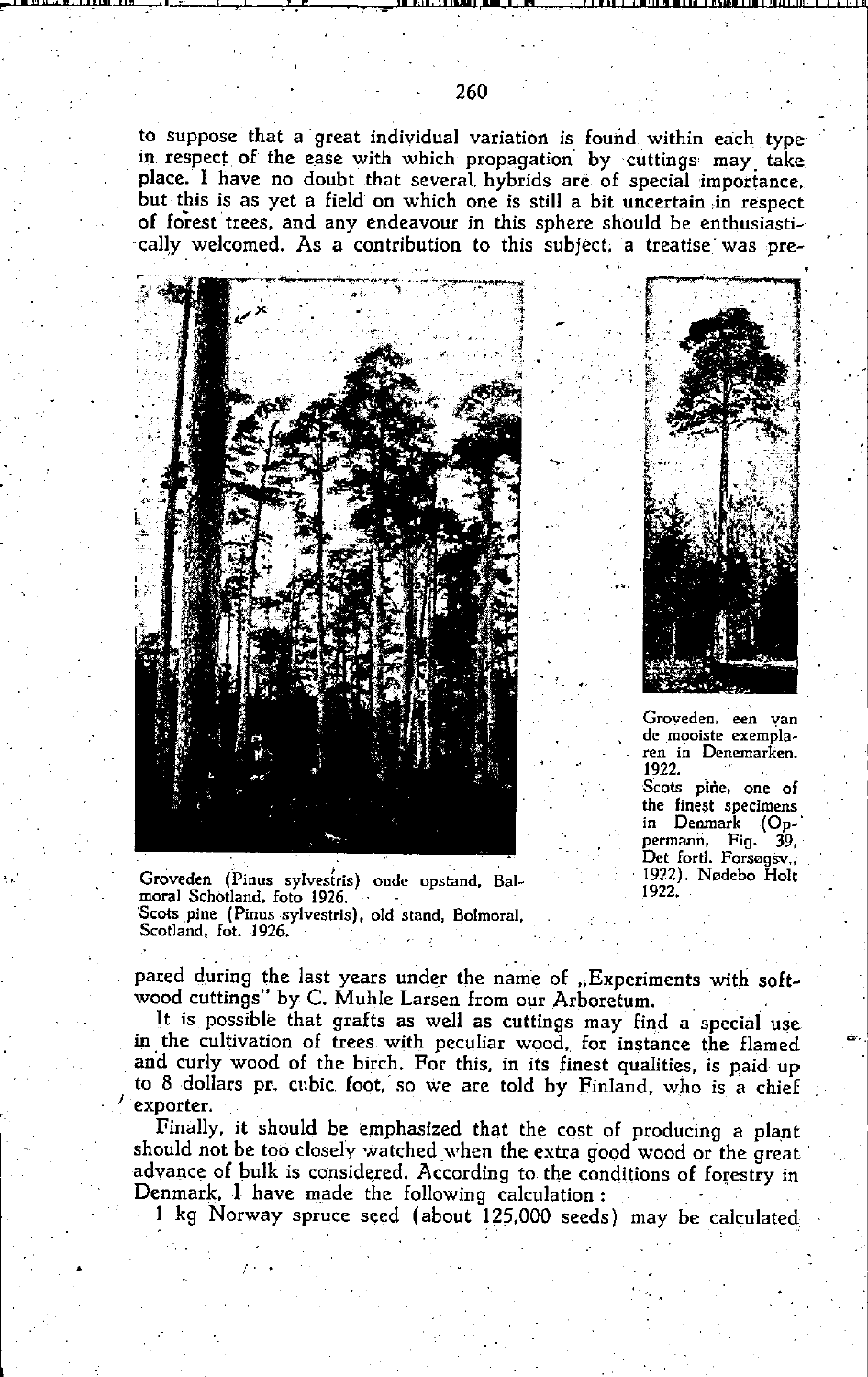to suppose that a great individual variation is found within each type in respect of the ease with which propagation by cuttings may take place. I have no doubt that several hybrids are of special importance, but this is as yet a field on which one is still a bit uncertain in respect of forest trees, and any endeavour in this sphere should be enthusiastically welcomed. As a contribution to this subject, a treatise was prepared during the last years under the name of „Experiments with softwood cuttings" by C. Muhle Larsen from our Arboretum.

Groveden (Pinus sylvestris) oude opstand, Balmoral Schotland, foto 1926.
Scots pine (Pinus sylvestris), old stand, Bolmoral, Scotland, fot. 1926.

Groveden, een van de mooiste exemplaren in Denemarken. 1922.
Scots pine, one of the finest specimens in Denmark (Oppermann, Fig. 39, Det fortl. Forsøgsv., 1922). Nødebo Holt 1922.

It is possible that grafts as well as cuttings may find a special use in the cultivation of trees with peculiar wood, for instance the flamed and curly wood of the birch. For this, in its finest qualities, is paid up to 8 dollars pr. cubic foot, so we are told by Finland, who is a chief exporter.

Finally, it should be emphasized that the cost of producing a plant should not be too closely watched when the extra good wood or the great advance of bulk is considered. According to the conditions of forestry in Denmark, I have made the following calculation:

1 kg Norway spruce seed (about 125,000 seeds) may be calculated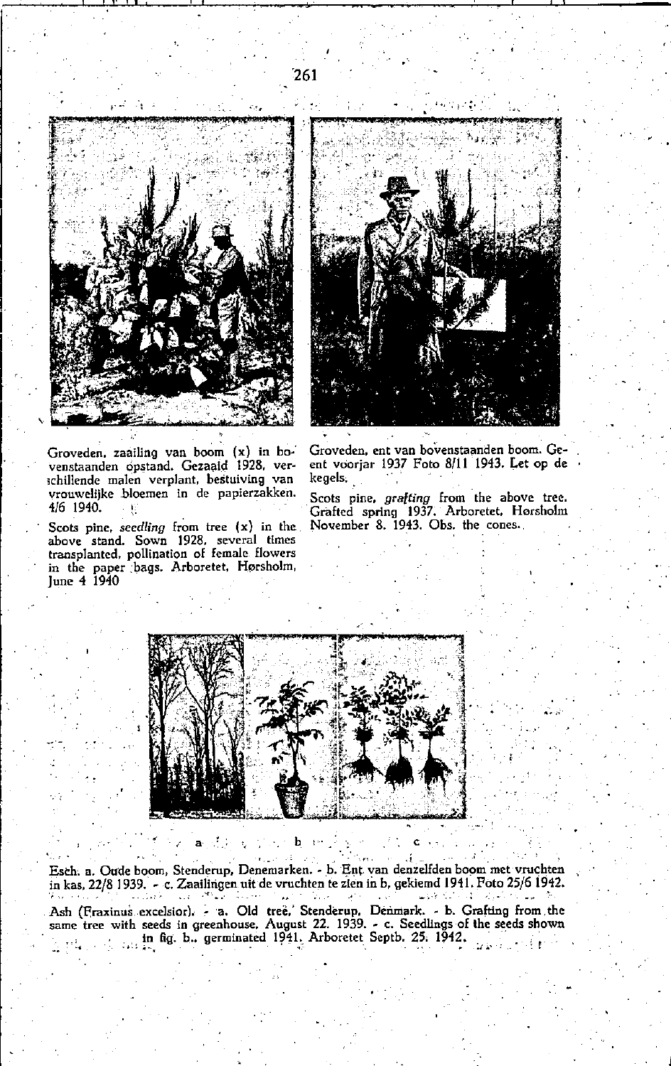Groveden, zaailing van boom (x) in bovenstaanden opstand. Gezaaid 1928, verschillende malen verplant, bestuiving van vrouwelijke bloemen in de papierzakken. 4/6 1940.

Scots pine, *seedling* from tree (x) in the above stand. Sown 1928, several times transplanted, pollination of female flowers in the paper bags. Arboretet, Hørsholm, June 4 1940

Groveden, ent van bovenstaanden boom. Geent voorjar 1937 Foto 8/11 1943. Let op de kegels.

Scots pine, *grafting* from the above tree. Grafted spring 1937. Arboretet, Horsholm November 8. 1943. Obs. the cones.

a b c

Esch. a. Oude boom, Stenderup, Denemarken. - b. Ent van denzelfden boom met vruchten in kas, 22/8 1939. - c. Zaailingen uit de vruchten te zien in b, gekiemd 1941. Foto 25/6 1942.

Ash (Fraxinus excelsior). - a. Old tree, Stenderup, Denmark. - b. Grafting from the same tree with seeds in greenhouse, August 22. 1939. - c. Seedlings of the seeds shown in fig. b.. germinated 1941. Arboretet Septb. 25. 1942.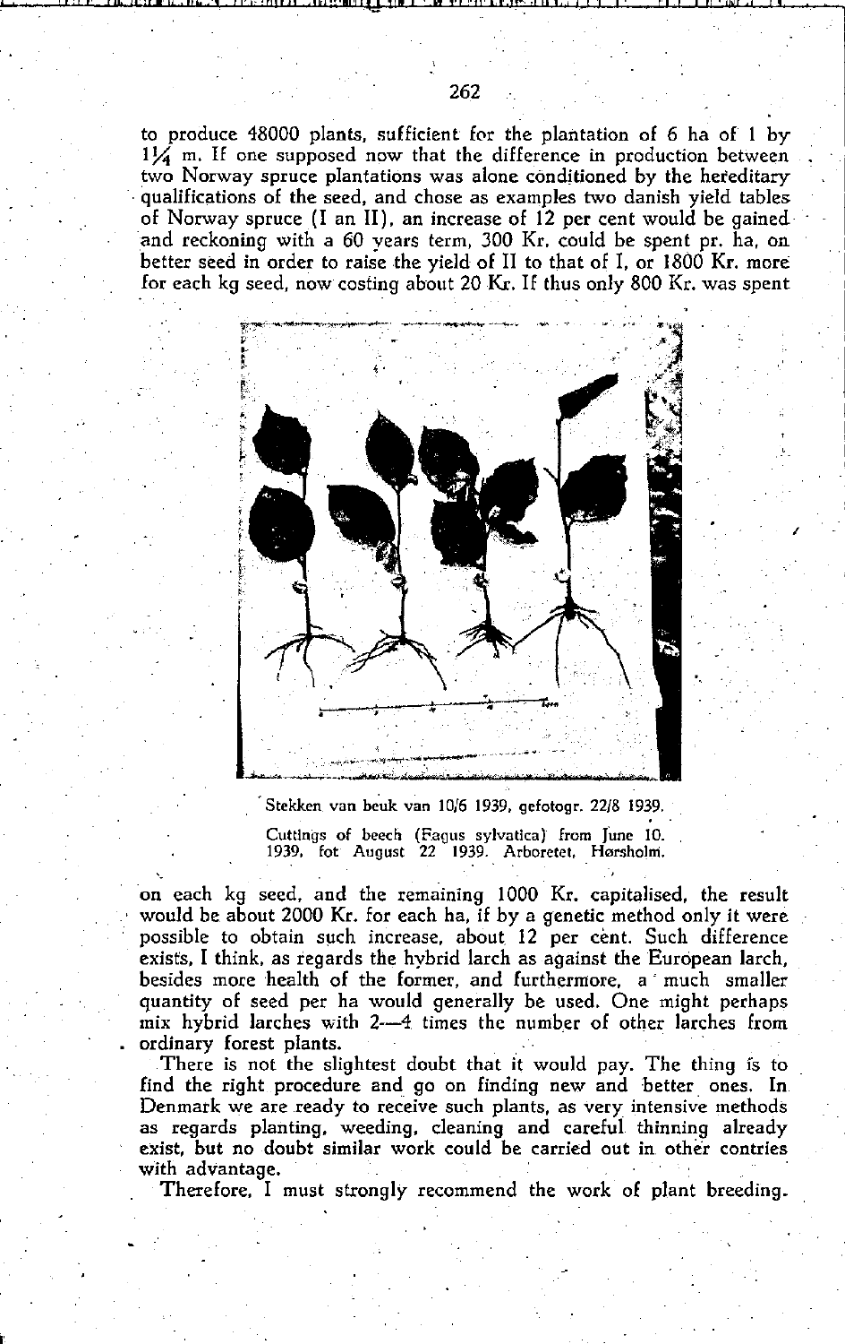to produce 48000 plants, sufficient for the plantation of 6 ha of 1 by 1¼ m. If one supposed now that the difference in production between two Norway spruce plantations was alone conditioned by the hereditary qualifications of the seed, and chose as examples two danish yield tables of Norway spruce (I an II), an increase of 12 per cent would be gained and reckoning with a 60 years term, 300 Kr. could be spent pr. ha, on better seed in order to raise the yield of II to that of I, or 1800 Kr. more for each kg seed, now costing about 20 Kr. If thus only 800 Kr. was spent

Stekken van beuk van 10/6 1939, gefotogr. 22/8 1939.

Cuttings of beech (Fagus sylvatica) from June 10. 1939, fot August 22 1939. Arboretet, Hørsholm.

on each kg seed, and the remaining 1000 Kr. capitalised, the result would be about 2000 Kr. for each ha, if by a genetic method only it were possible to obtain such increase, about 12 per cent. Such difference exists, I think, as regards the hybrid larch as against the European larch, besides more health of the former, and furthermore, a much smaller quantity of seed per ha would generally be used. One might perhaps mix hybrid larches with 2—4 times the number of other larches from ordinary forest plants.

There is not the slightest doubt that it would pay. The thing is to find the right procedure and go on finding new and better ones. In Denmark we are ready to receive such plants, as very intensive methods as regards planting, weeding, cleaning and careful thinning already exist, but no doubt similar work could be carried out in other contries with advantage.

Therefore, I must strongly recommend the work of plant breeding.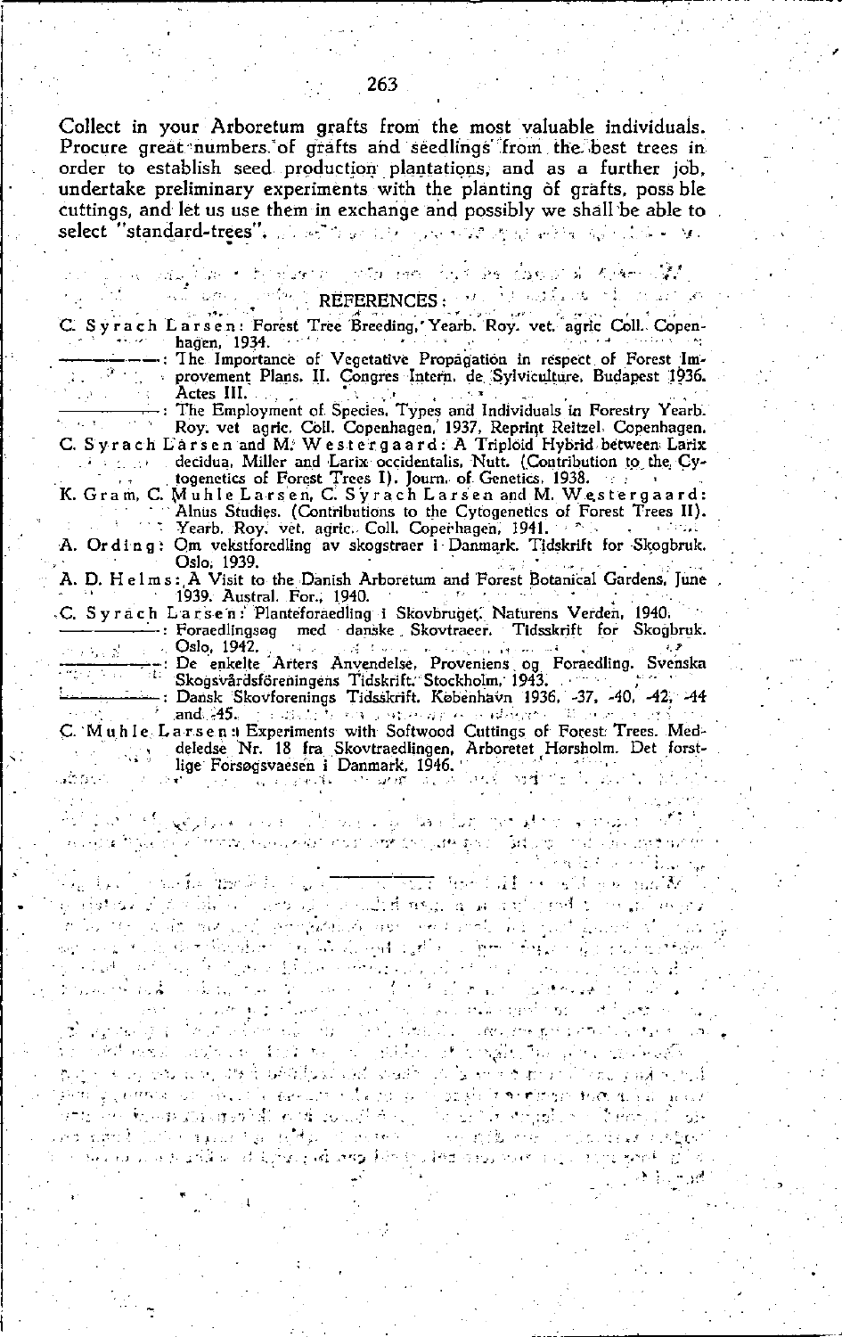Collect in your Arboretum grafts from the most valuable individuals. Procure great numbers of grafts and seedlings from the best trees in order to establish seed production plantations, and as a further job, undertake preliminary experiments with the planting of grafts, poss ble cuttings, and let us use them in exchange and possibly we shall be able to select "standard-trees".

## REFERENCES:

C. Syrach Larsen: Forest Tree Breeding, Yearb. Roy. vet. agric Coll. Copenhagen, 1934.

———: The Importance of Vegetative Propagation in respect of Forest Improvement Plans. II. Congres Intern. de Sylviculture. Budapest 1936. Actes III.

———: The Employment of Species, Types and Individuals in Forestry Yearb. Roy. vet agric. Coll. Copenhagen, 1937, Reprint Reitzel. Copenhagen.

C. Syrach Larsen and M. Westergaard: A Triploid Hybrid between Larix decidua, Miller and Larix occidentalis, Nutt. (Contribution to the Cytogenetics of Forest Trees I). Journ. of Genetics, 1938.

K. Gram, C. Muhle Larsen, C. Syrach Larsen and M. Westergaard: Alnus Studies. (Contributions to the Cytogenetics of Forest Trees II). Yearb. Roy. vet. agric. Coll. Copenhagen, 1941.

A. Ording: Om vekstforedling av skogstraer i Danmark. Tidskrift for Skogbruk. Oslo, 1939.

A. D. Helms: A Visit to the Danish Arboretum and Forest Botanical Gardens, June 1939. Austral. For., 1940.

C. Syrach Larsen: Planteforaedling i Skovbruget. Naturens Verden, 1940.

———: Foraedlingsøg med danske Skovtraeer. Tidsskrift for Skogbruk. Oslo, 1942.

———: De enkelte Arters Anvendelse, Proveniens og Foraedling. Svenska Skogsvårdsföreningens Tidskrift. Stockholm, 1943.

———: Dansk Skovforenings Tidsskrift. København 1936, -37, -40, -42, -44 and -45.

C. Muhle Larsen: Experiments with Softwood Cuttings of Forest Trees. Meddeldelse Nr. 18 fra Skovtraedlingen, Arboretet Hørsholm. Det forstlige Forsøgsvaesen i Danmark. 1946.